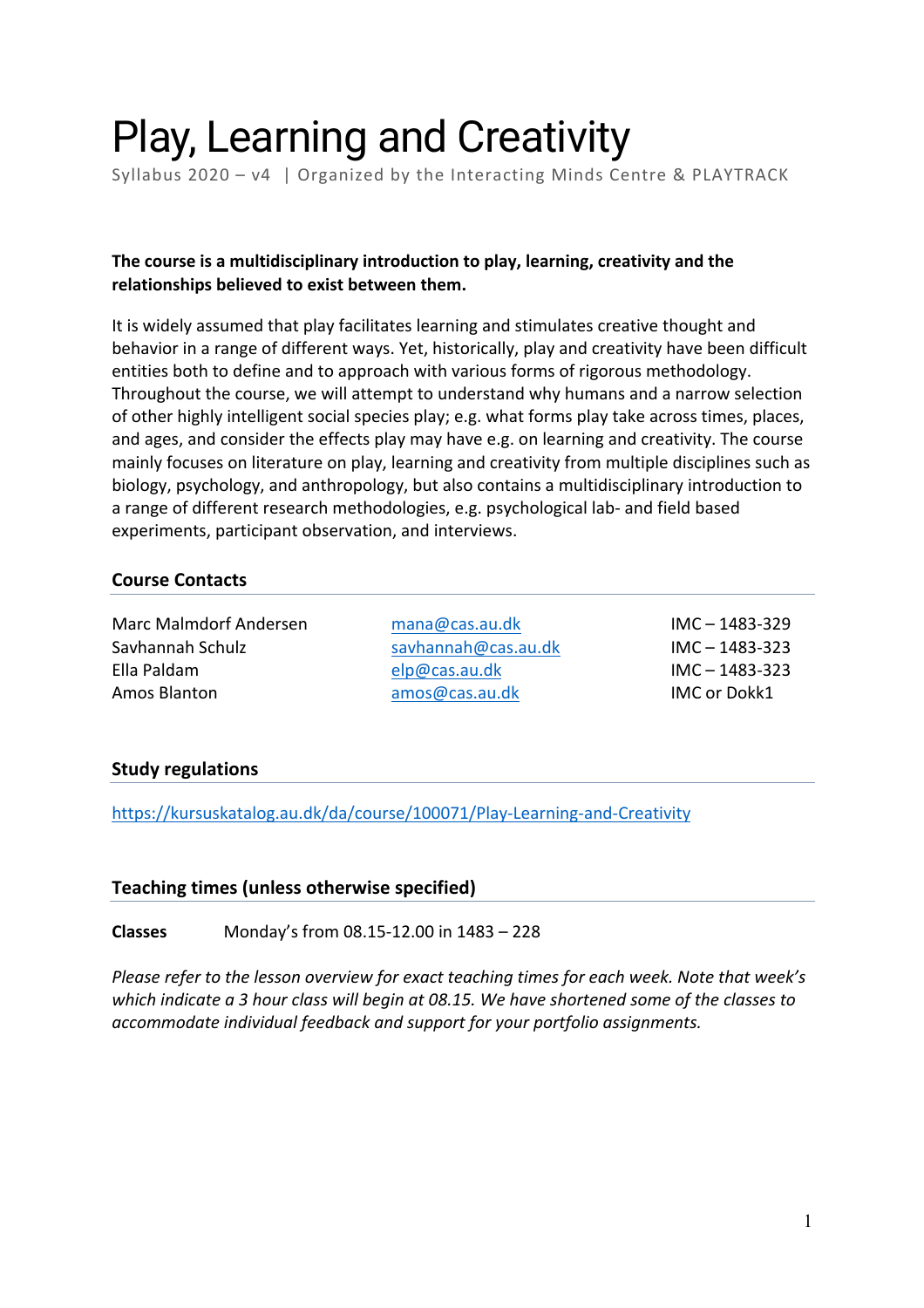# Play, Learning and Creativity

Syllabus 2020 – v4 | Organized by the Interacting Minds Centre & PLAYTRACK

**The course is a multidisciplinary introduction to play, learning, creativity and the relationships believed to exist between them.**

It is widely assumed that play facilitates learning and stimulates creative thought and behavior in a range of different ways. Yet, historically, play and creativity have been difficult entities both to define and to approach with various forms of rigorous methodology. Throughout the course, we will attempt to understand why humans and a narrow selection of other highly intelligent social species play; e.g. what forms play take across times, places, and ages, and consider the effects play may have e.g. on learning and creativity. The course mainly focuses on literature on play, learning and creativity from multiple disciplines such as biology, psychology, and anthropology, but also contains a multidisciplinary introduction to a range of different research methodologies, e.g. psychological lab- and field based experiments, participant observation, and interviews.

## Course Contacts

| | | |
|---|---|---|
| Marc Malmdorf Andersen | mana@cas.au.dk | IMC – 1483-329 |
| Savhannah Schulz | savhannah@cas.au.dk | IMC – 1483-323 |
| Ella Paldam | elp@cas.au.dk | IMC – 1483-323 |
| Amos Blanton | amos@cas.au.dk | IMC or Dokk1 |

## Study regulations

https://kursuskatalog.au.dk/da/course/100071/Play-Learning-and-Creativity

## Teaching times (unless otherwise specified)

**Classes** Monday's from 08.15-12.00 in 1483 – 228

*Please refer to the lesson overview for exact teaching times for each week. Note that week's which indicate a 3 hour class will begin at 08.15. We have shortened some of the classes to accommodate individual feedback and support for your portfolio assignments.*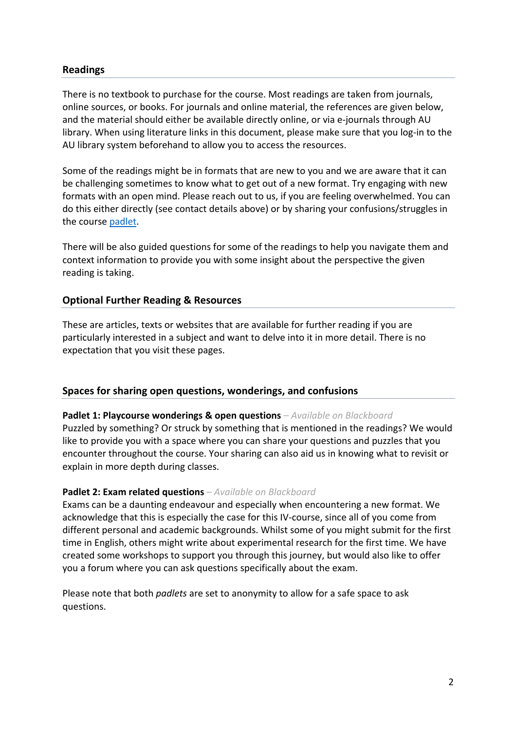## Readings

There is no textbook to purchase for the course. Most readings are taken from journals, online sources, or books. For journals and online material, the references are given below, and the material should either be available directly online, or via e-journals through AU library. When using literature links in this document, please make sure that you log-in to the AU library system beforehand to allow you to access the resources.

Some of the readings might be in formats that are new to you and we are aware that it can be challenging sometimes to know what to get out of a new format. Try engaging with new formats with an open mind. Please reach out to us, if you are feeling overwhelmed. You can do this either directly (see contact details above) or by sharing your confusions/struggles in the course padlet.

There will be also guided questions for some of the readings to help you navigate them and context information to provide you with some insight about the perspective the given reading is taking.

## Optional Further Reading & Resources

These are articles, texts or websites that are available for further reading if you are particularly interested in a subject and want to delve into it in more detail. There is no expectation that you visit these pages.

## Spaces for sharing open questions, wonderings, and confusions

**Padlet 1: Playcourse wonderings & open questions** *– Available on Blackboard*
Puzzled by something? Or struck by something that is mentioned in the readings? We would like to provide you with a space where you can share your questions and puzzles that you encounter throughout the course. Your sharing can also aid us in knowing what to revisit or explain in more depth during classes.

**Padlet 2: Exam related questions** *– Available on Blackboard*
Exams can be a daunting endeavour and especially when encountering a new format. We acknowledge that this is especially the case for this IV-course, since all of you come from different personal and academic backgrounds. Whilst some of you might submit for the first time in English, others might write about experimental research for the first time. We have created some workshops to support you through this journey, but would also like to offer you a forum where you can ask questions specifically about the exam.

Please note that both *padlets* are set to anonymity to allow for a safe space to ask questions.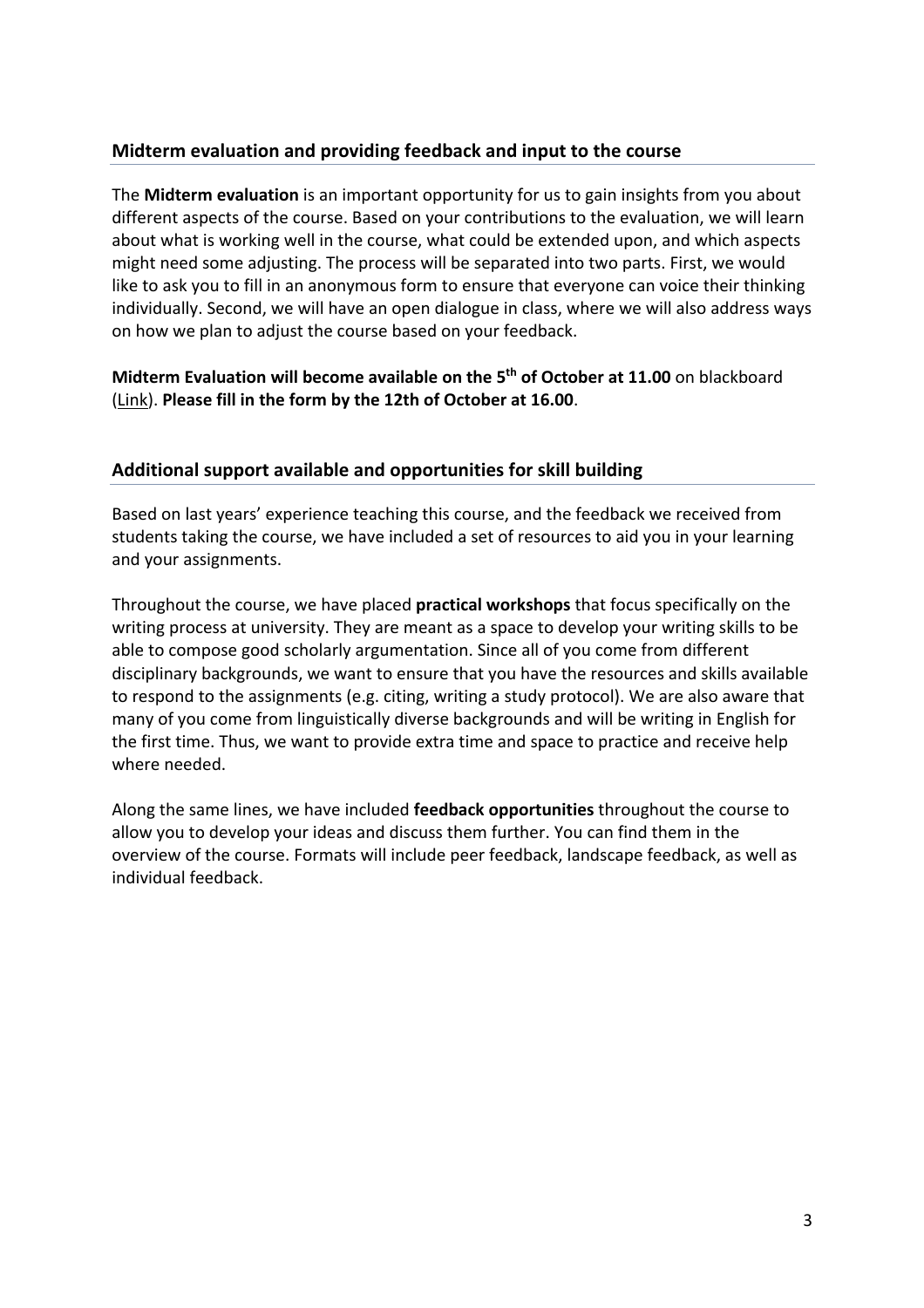## Midterm evaluation and providing feedback and input to the course

The **Midterm evaluation** is an important opportunity for us to gain insights from you about different aspects of the course. Based on your contributions to the evaluation, we will learn about what is working well in the course, what could be extended upon, and which aspects might need some adjusting. The process will be separated into two parts. First, we would like to ask you to fill in an anonymous form to ensure that everyone can voice their thinking individually. Second, we will have an open dialogue in class, where we will also address ways on how we plan to adjust the course based on your feedback.

**Midterm Evaluation will become available on the 5th of October at 11.00** on blackboard (Link). **Please fill in the form by the 12th of October at 16.00**.

## Additional support available and opportunities for skill building

Based on last years' experience teaching this course, and the feedback we received from students taking the course, we have included a set of resources to aid you in your learning and your assignments.

Throughout the course, we have placed **practical workshops** that focus specifically on the writing process at university. They are meant as a space to develop your writing skills to be able to compose good scholarly argumentation. Since all of you come from different disciplinary backgrounds, we want to ensure that you have the resources and skills available to respond to the assignments (e.g. citing, writing a study protocol). We are also aware that many of you come from linguistically diverse backgrounds and will be writing in English for the first time. Thus, we want to provide extra time and space to practice and receive help where needed.

Along the same lines, we have included **feedback opportunities** throughout the course to allow you to develop your ideas and discuss them further. You can find them in the overview of the course. Formats will include peer feedback, landscape feedback, as well as individual feedback.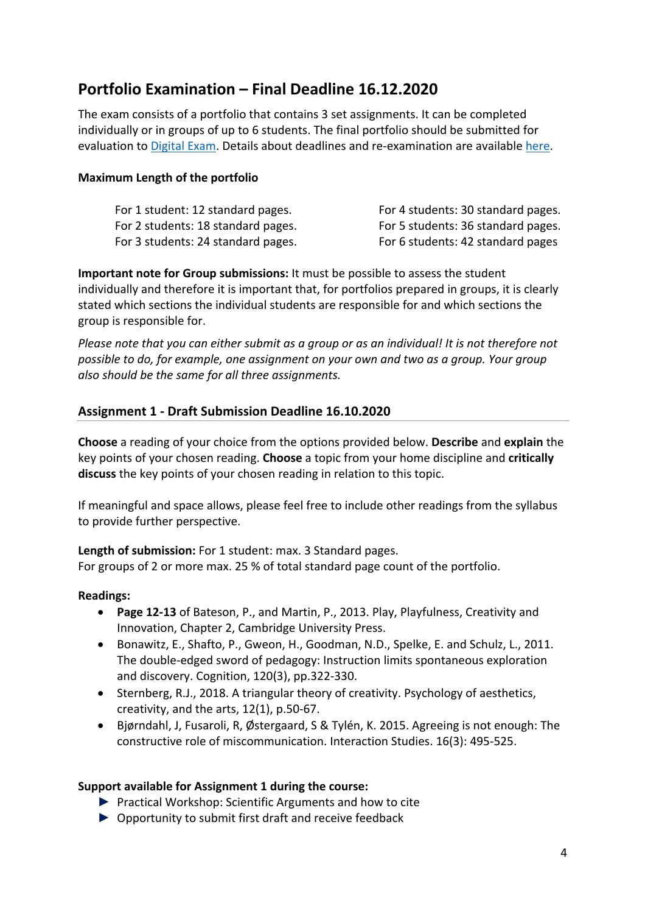## Portfolio Examination – Final Deadline 16.12.2020

The exam consists of a portfolio that contains 3 set assignments. It can be completed individually or in groups of up to 6 students. The final portfolio should be submitted for evaluation to [Digital Exam](). Details about deadlines and re-examination are available [here]().

**Maximum Length of the portfolio**

For 1 student: 12 standard pages.
For 2 students: 18 standard pages.
For 3 students: 24 standard pages.
For 4 students: 30 standard pages.
For 5 students: 36 standard pages.
For 6 students: 42 standard pages

**Important note for Group submissions:** It must be possible to assess the student individually and therefore it is important that, for portfolios prepared in groups, it is clearly stated which sections the individual students are responsible for and which sections the group is responsible for.

*Please note that you can either submit as a group or as an individual! It is not therefore not possible to do, for example, one assignment on your own and two as a group. Your group also should be the same for all three assignments.*

### Assignment 1 - Draft Submission Deadline 16.10.2020

**Choose** a reading of your choice from the options provided below. **Describe** and **explain** the key points of your chosen reading. **Choose** a topic from your home discipline and **critically discuss** the key points of your chosen reading in relation to this topic.

If meaningful and space allows, please feel free to include other readings from the syllabus to provide further perspective.

**Length of submission:** For 1 student: max. 3 Standard pages.
For groups of 2 or more max. 25 % of total standard page count of the portfolio.

**Readings:**

- **Page 12-13** of Bateson, P., and Martin, P., 2013. Play, Playfulness, Creativity and Innovation, Chapter 2, Cambridge University Press.
- Bonawitz, E., Shafto, P., Gweon, H., Goodman, N.D., Spelke, E. and Schulz, L., 2011. The double-edged sword of pedagogy: Instruction limits spontaneous exploration and discovery. Cognition, 120(3), pp.322-330.
- Sternberg, R.J., 2018. A triangular theory of creativity. Psychology of aesthetics, creativity, and the arts, 12(1), p.50-67.
- Bjørndahl, J, Fusaroli, R, Østergaard, S & Tylén, K. 2015. Agreeing is not enough: The constructive role of miscommunication. Interaction Studies. 16(3): 495-525.

**Support available for Assignment 1 during the course:**

- ► Practical Workshop: Scientific Arguments and how to cite
- ► Opportunity to submit first draft and receive feedback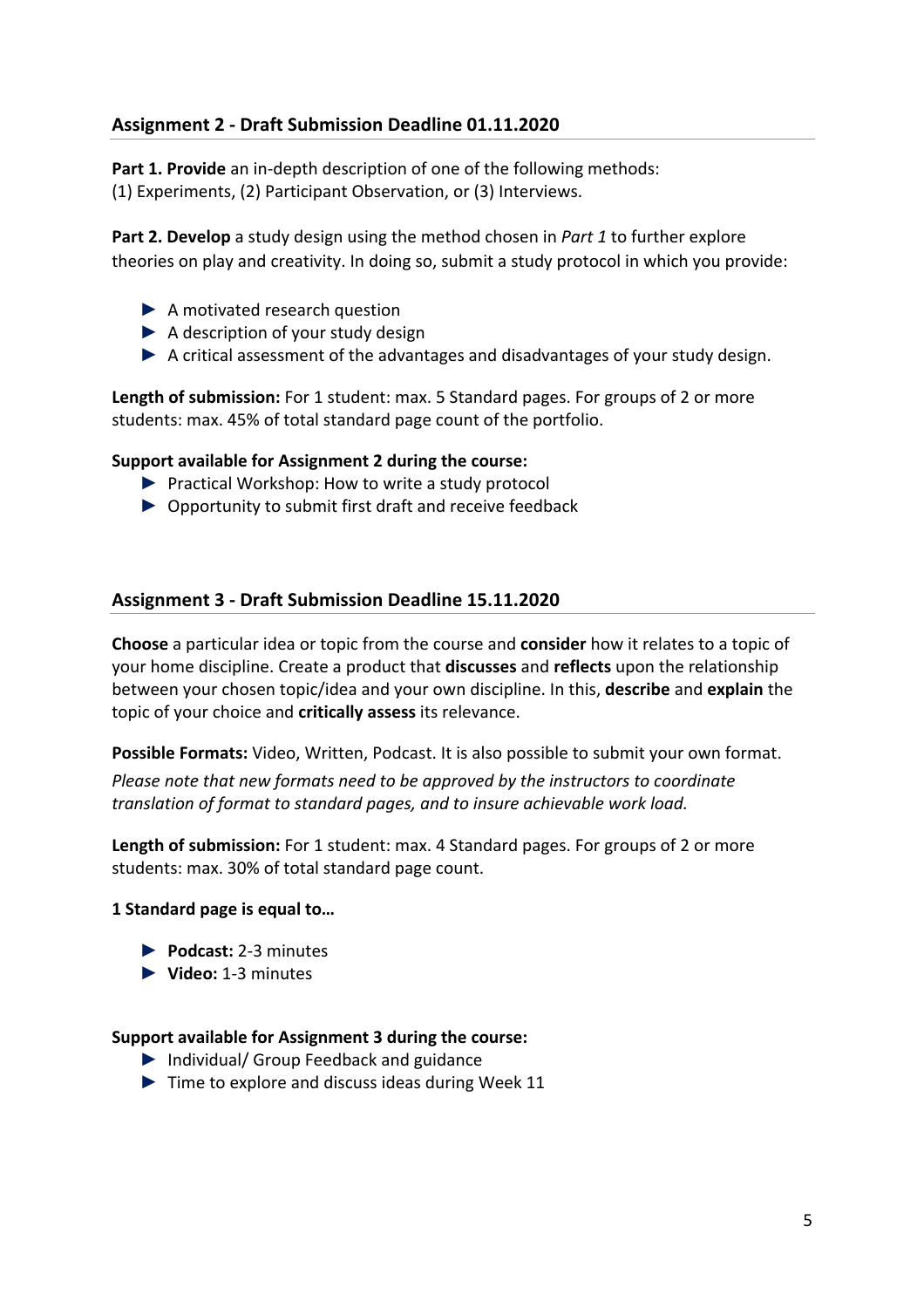### Assignment 2 - Draft Submission Deadline 01.11.2020

**Part 1. Provide** an in-depth description of one of the following methods:
(1) Experiments, (2) Participant Observation, or (3) Interviews.

**Part 2. Develop** a study design using the method chosen in *Part 1* to further explore theories on play and creativity. In doing so, submit a study protocol in which you provide:

- A motivated research question
- A description of your study design
- A critical assessment of the advantages and disadvantages of your study design.

**Length of submission:** For 1 student: max. 5 Standard pages. For groups of 2 or more students: max. 45% of total standard page count of the portfolio.

**Support available for Assignment 2 during the course:**

- Practical Workshop: How to write a study protocol
- Opportunity to submit first draft and receive feedback

### Assignment 3 - Draft Submission Deadline 15.11.2020

**Choose** a particular idea or topic from the course and **consider** how it relates to a topic of your home discipline. Create a product that **discusses** and **reflects** upon the relationship between your chosen topic/idea and your own discipline. In this, **describe** and **explain** the topic of your choice and **critically assess** its relevance.

**Possible Formats:** Video, Written, Podcast. It is also possible to submit your own format.

*Please note that new formats need to be approved by the instructors to coordinate translation of format to standard pages, and to insure achievable work load.*

**Length of submission:** For 1 student: max. 4 Standard pages. For groups of 2 or more students: max. 30% of total standard page count.

**1 Standard page is equal to…**

- **Podcast:** 2-3 minutes
- **Video:** 1-3 minutes

**Support available for Assignment 3 during the course:**

- Individual/ Group Feedback and guidance
- Time to explore and discuss ideas during Week 11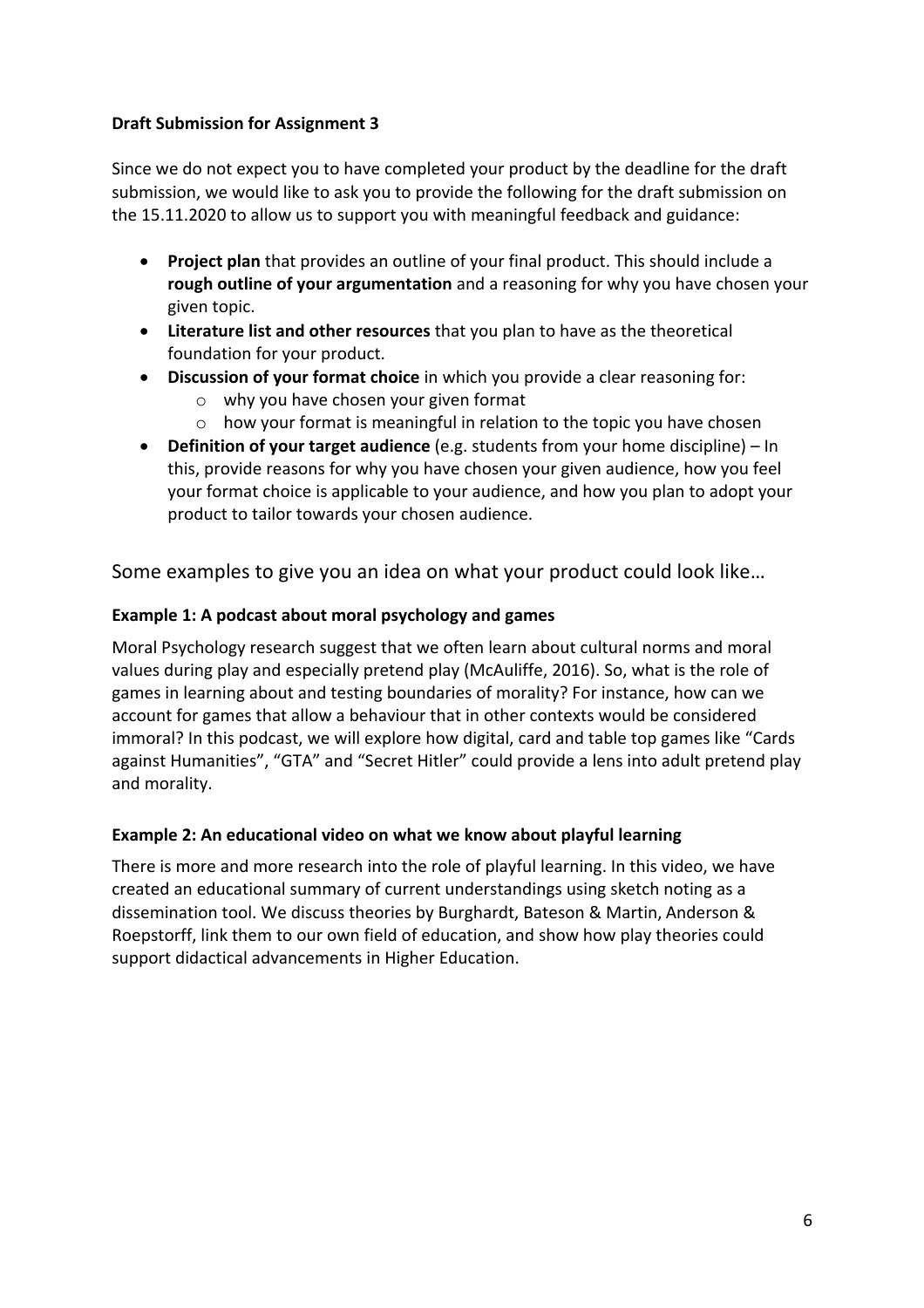**Draft Submission for Assignment 3**

Since we do not expect you to have completed your product by the deadline for the draft submission, we would like to ask you to provide the following for the draft submission on the 15.11.2020 to allow us to support you with meaningful feedback and guidance:

- **Project plan** that provides an outline of your final product. This should include a **rough outline of your argumentation** and a reasoning for why you have chosen your given topic.
- **Literature list and other resources** that you plan to have as the theoretical foundation for your product.
- **Discussion of your format choice** in which you provide a clear reasoning for:
  - why you have chosen your given format
  - how your format is meaningful in relation to the topic you have chosen
- **Definition of your target audience** (e.g. students from your home discipline) – In this, provide reasons for why you have chosen your given audience, how you feel your format choice is applicable to your audience, and how you plan to adopt your product to tailor towards your chosen audience.

## Some examples to give you an idea on what your product could look like…

**Example 1: A podcast about moral psychology and games**

Moral Psychology research suggest that we often learn about cultural norms and moral values during play and especially pretend play (McAuliffe, 2016). So, what is the role of games in learning about and testing boundaries of morality? For instance, how can we account for games that allow a behaviour that in other contexts would be considered immoral? In this podcast, we will explore how digital, card and table top games like “Cards against Humanities”, “GTA” and “Secret Hitler” could provide a lens into adult pretend play and morality.

**Example 2: An educational video on what we know about playful learning**

There is more and more research into the role of playful learning. In this video, we have created an educational summary of current understandings using sketch noting as a dissemination tool. We discuss theories by Burghardt, Bateson & Martin, Anderson & Roepstorff, link them to our own field of education, and show how play theories could support didactical advancements in Higher Education.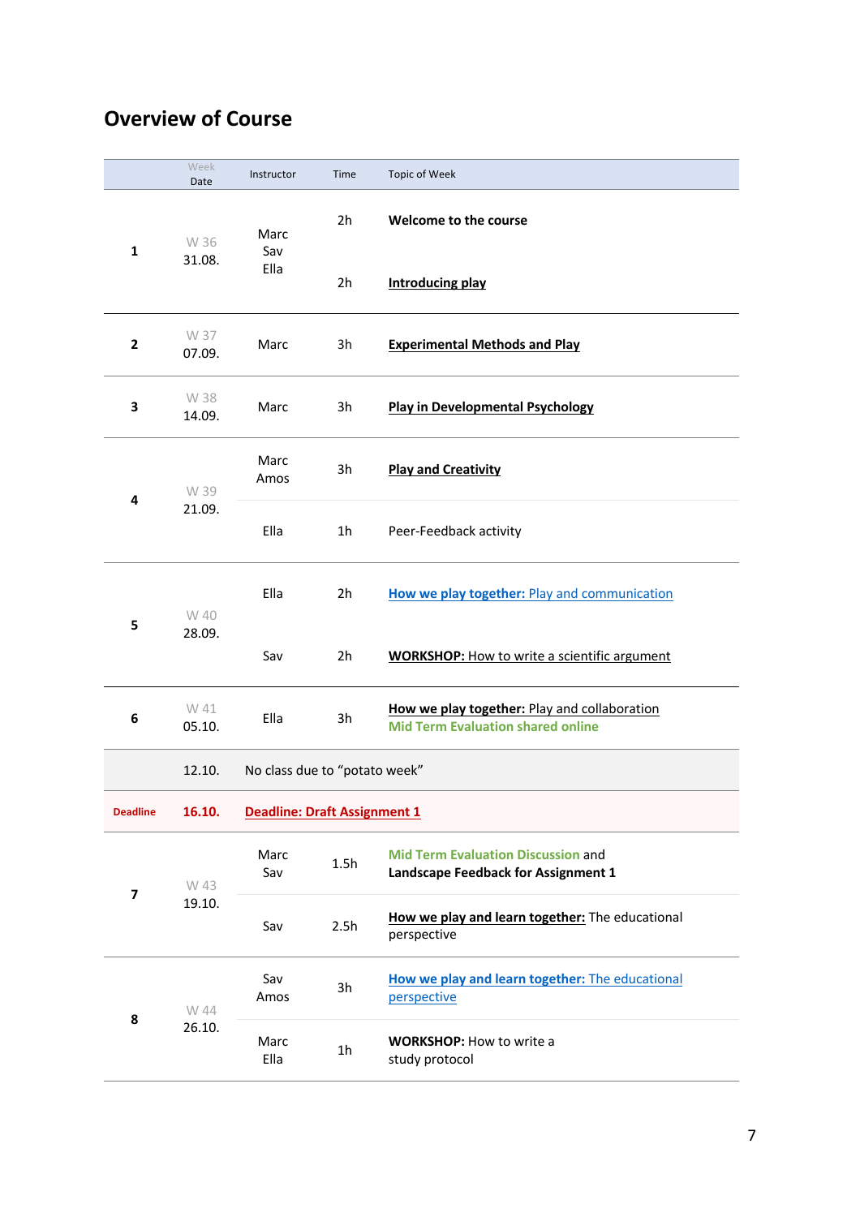## Overview of Course

| | Week Date | Instructor | Time | Topic of Week |
|---|---|---|---|---|
| **1** | W 36 31.08. | Marc Sav Ella | 2h | **Welcome to the course** |
| | | | 2h | **Introducing play** |
| **2** | W 37 07.09. | Marc | 3h | **Experimental Methods and Play** |
| **3** | W 38 14.09. | Marc | 3h | **Play in Developmental Psychology** |
| **4** | W 39 21.09. | Marc Amos | 3h | **Play and Creativity** |
| | | Ella | 1h | Peer-Feedback activity |
| **5** | W 40 28.09. | Ella | 2h | **How we play together:** Play and communication |
| | | Sav | 2h | **WORKSHOP:** How to write a scientific argument |
| **6** | W 41 05.10. | Ella | 3h | **How we play together:** Play and collaboration **Mid Term Evaluation shared online** |
| | 12.10. | No class due to "potato week" | | |
| **Deadline** | **16.10.** | **Deadline: Draft Assignment 1** | | |
| **7** | W 43 19.10. | Marc Sav | 1.5h | **Mid Term Evaluation Discussion** and **Landscape Feedback for Assignment 1** |
| | | Sav | 2.5h | **How we play and learn together:** The educational perspective |
| **8** | W 44 26.10. | Sav Amos | 3h | **How we play and learn together:** The educational perspective |
| | | Marc Ella | 1h | **WORKSHOP:** How to write a study protocol |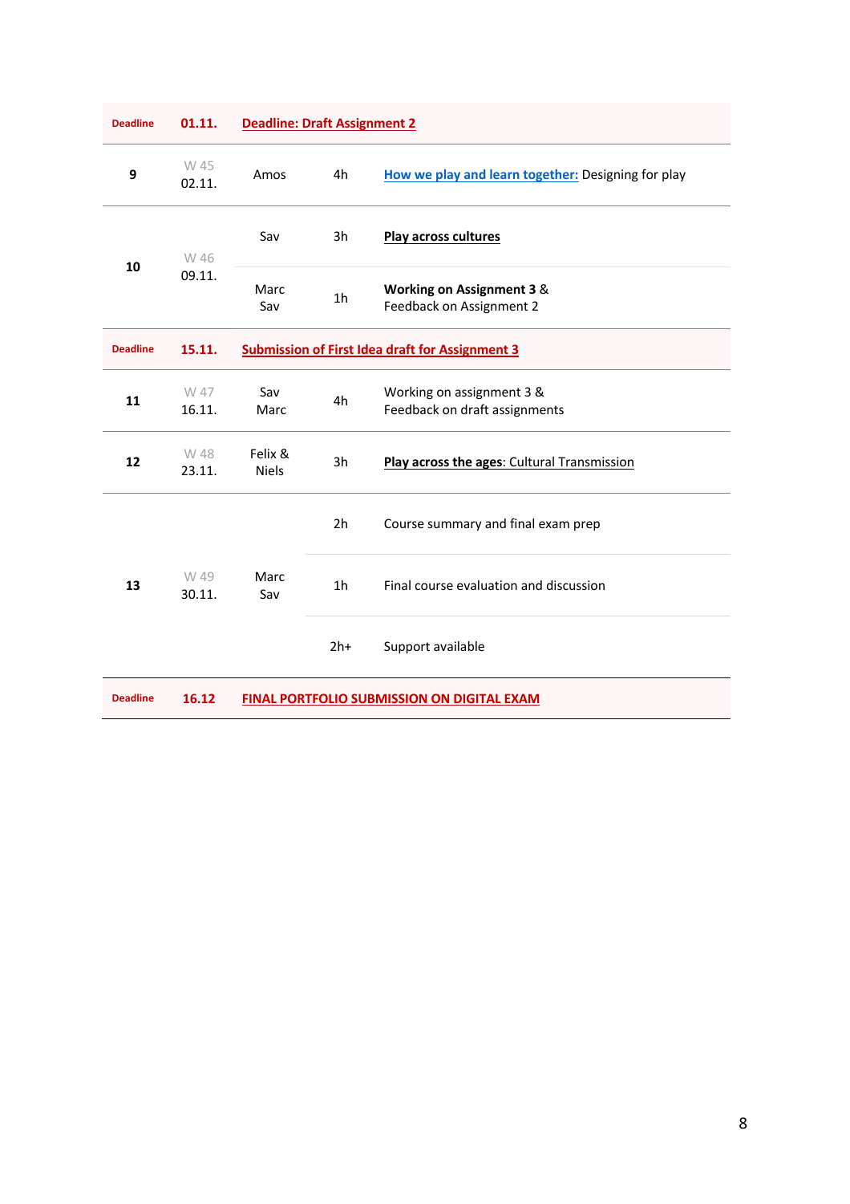| | | | | |
|---|---|---|---|---|
| **Deadline** | **01.11.** | **Deadline: Draft Assignment 2** | | |
| **9** | W 45<br>02.11. | Amos | 4h | **How we play and learn together:** Designing for play |
| **10** | W 46<br>09.11. | Sav | 3h | **Play across cultures** |
| | | Marc<br>Sav | 1h | **Working on Assignment 3** &<br>Feedback on Assignment 2 |
| **Deadline** | **15.11.** | **Submission of First Idea draft for Assignment 3** | | |
| **11** | W 47<br>16.11. | Sav<br>Marc | 4h | Working on assignment 3 &<br>Feedback on draft assignments |
| **12** | W 48<br>23.11. | Felix &<br>Niels | 3h | **Play across the ages**: Cultural Transmission |
| **13** | W 49<br>30.11. | Marc<br>Sav | 2h | Course summary and final exam prep |
| | | | 1h | Final course evaluation and discussion |
| | | | 2h+ | Support available |
| **Deadline** | **16.12** | **FINAL PORTFOLIO SUBMISSION ON DIGITAL EXAM** | | |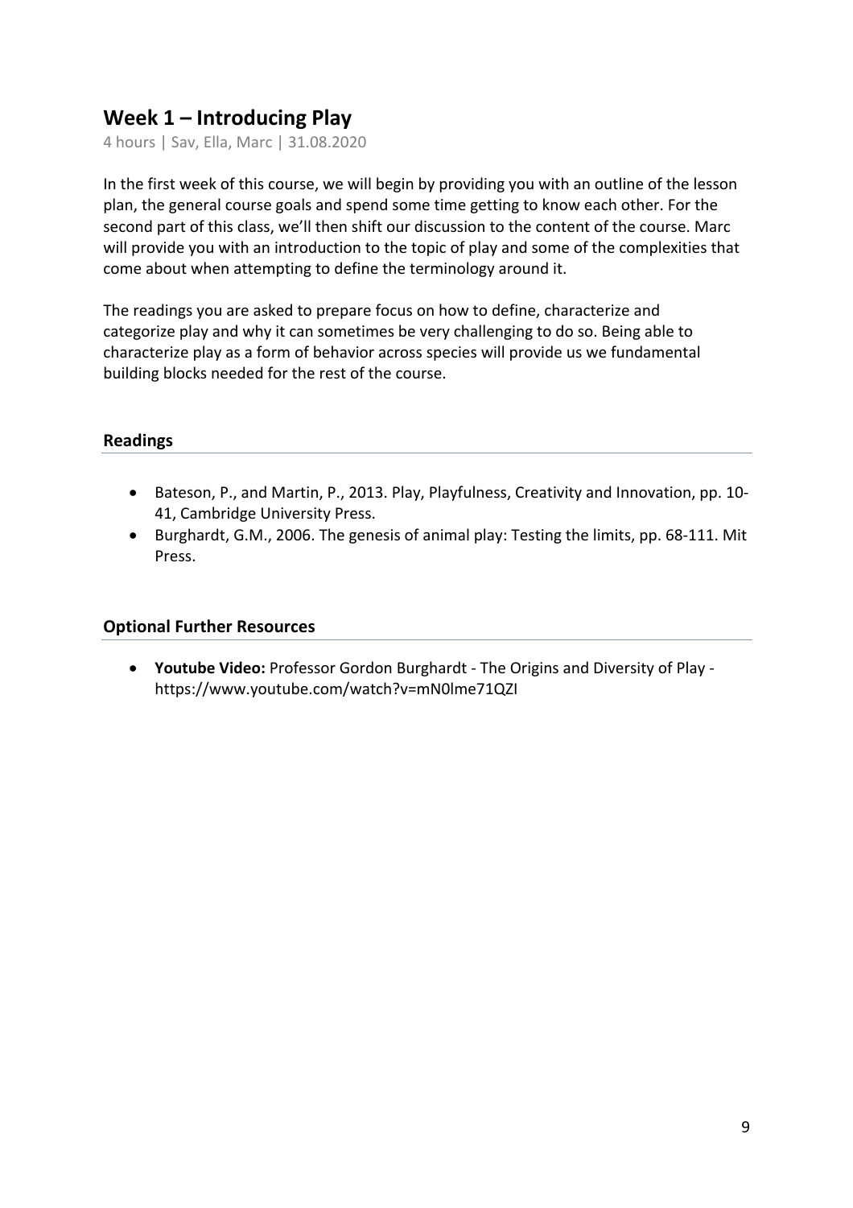## Week 1 – Introducing Play

4 hours | Sav, Ella, Marc | 31.08.2020

In the first week of this course, we will begin by providing you with an outline of the lesson plan, the general course goals and spend some time getting to know each other. For the second part of this class, we'll then shift our discussion to the content of the course. Marc will provide you with an introduction to the topic of play and some of the complexities that come about when attempting to define the terminology around it.

The readings you are asked to prepare focus on how to define, characterize and categorize play and why it can sometimes be very challenging to do so. Being able to characterize play as a form of behavior across species will provide us we fundamental building blocks needed for the rest of the course.

### Readings

- Bateson, P., and Martin, P., 2013. Play, Playfulness, Creativity and Innovation, pp. 10-41, Cambridge University Press.
- Burghardt, G.M., 2006. The genesis of animal play: Testing the limits, pp. 68-111. Mit Press.

### Optional Further Resources

- **Youtube Video:** Professor Gordon Burghardt - The Origins and Diversity of Play - https://www.youtube.com/watch?v=mN0lme71QZI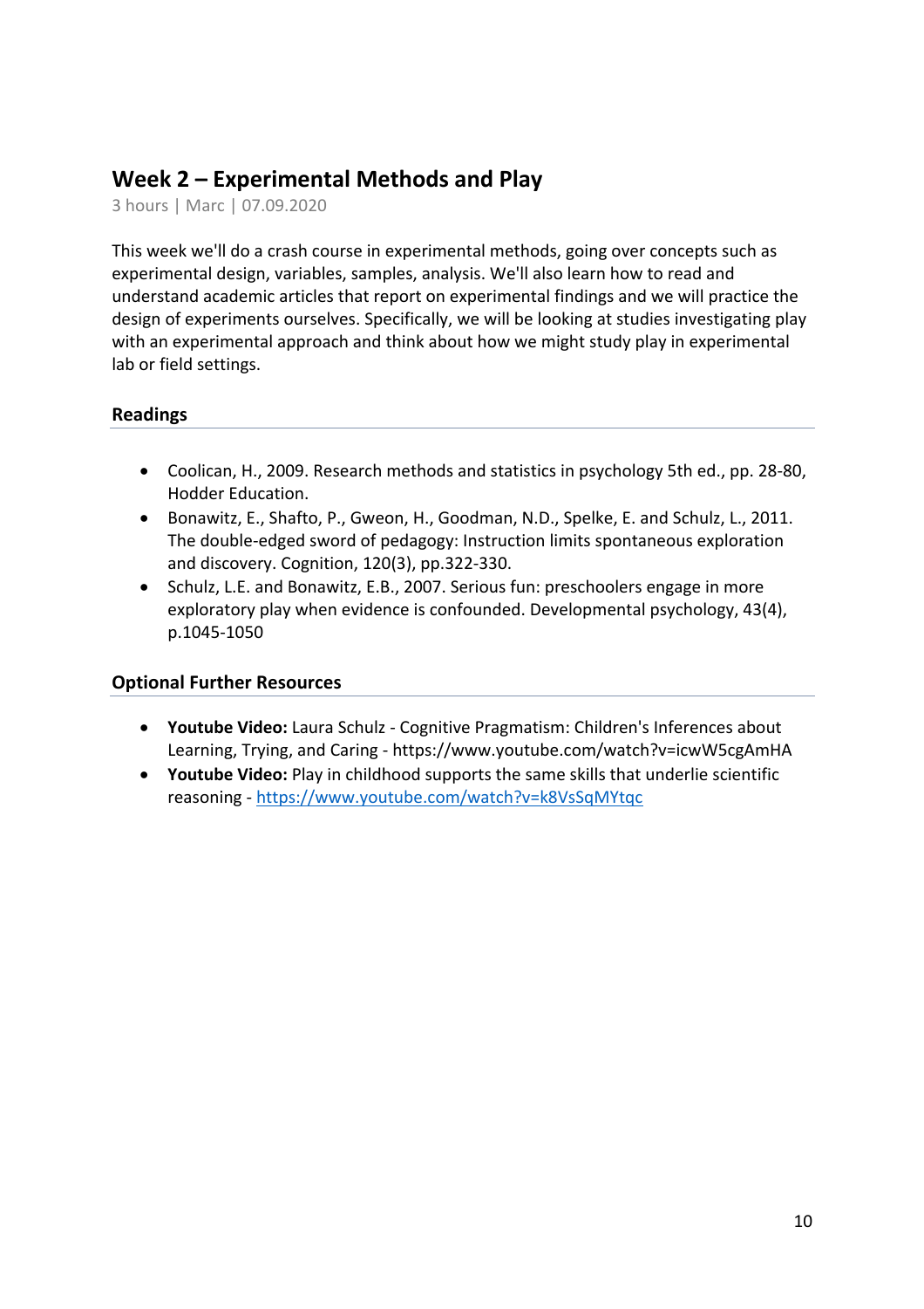## Week 2 – Experimental Methods and Play

3 hours | Marc | 07.09.2020

This week we'll do a crash course in experimental methods, going over concepts such as experimental design, variables, samples, analysis. We'll also learn how to read and understand academic articles that report on experimental findings and we will practice the design of experiments ourselves. Specifically, we will be looking at studies investigating play with an experimental approach and think about how we might study play in experimental lab or field settings.

### Readings

- Coolican, H., 2009. Research methods and statistics in psychology 5th ed., pp. 28-80, Hodder Education.
- Bonawitz, E., Shafto, P., Gweon, H., Goodman, N.D., Spelke, E. and Schulz, L., 2011. The double-edged sword of pedagogy: Instruction limits spontaneous exploration and discovery. Cognition, 120(3), pp.322-330.
- Schulz, L.E. and Bonawitz, E.B., 2007. Serious fun: preschoolers engage in more exploratory play when evidence is confounded. Developmental psychology, 43(4), p.1045-1050

### Optional Further Resources

- **Youtube Video:** Laura Schulz - Cognitive Pragmatism: Children's Inferences about Learning, Trying, and Caring - https://www.youtube.com/watch?v=icwW5cgAmHA
- **Youtube Video:** Play in childhood supports the same skills that underlie scientific reasoning - https://www.youtube.com/watch?v=k8VsSqMYtqc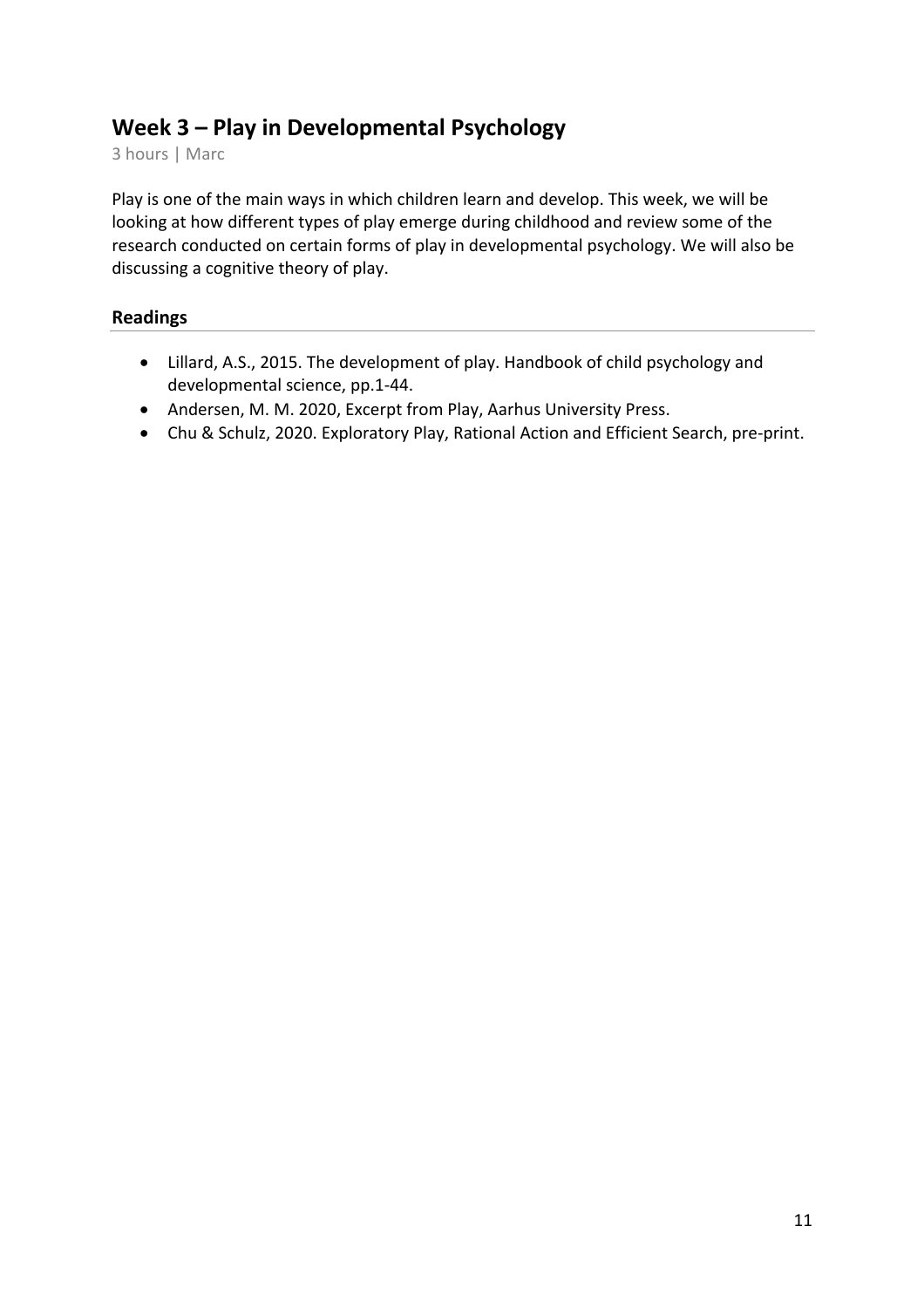## Week 3 – Play in Developmental Psychology

3 hours | Marc

Play is one of the main ways in which children learn and develop. This week, we will be looking at how different types of play emerge during childhood and review some of the research conducted on certain forms of play in developmental psychology. We will also be discussing a cognitive theory of play.

### Readings

- Lillard, A.S., 2015. The development of play. Handbook of child psychology and developmental science, pp.1-44.
- Andersen, M. M. 2020, Excerpt from Play, Aarhus University Press.
- Chu & Schulz, 2020. Exploratory Play, Rational Action and Efficient Search, pre-print.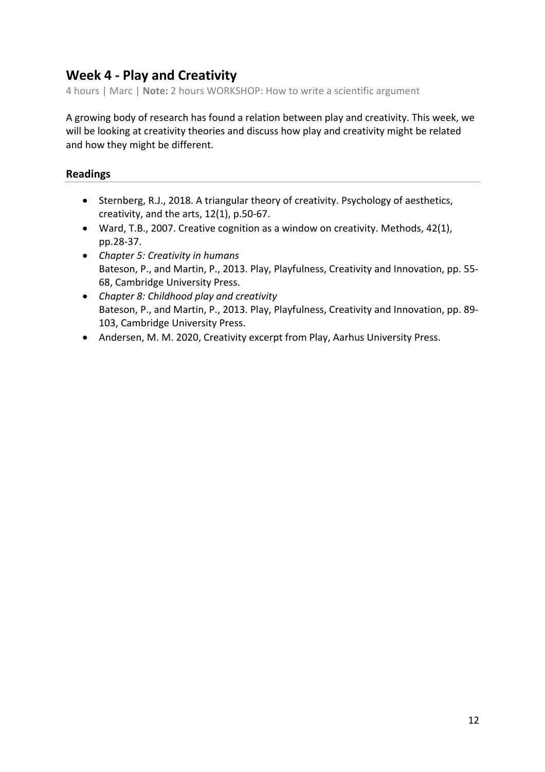## Week 4 - Play and Creativity

4 hours | Marc | **Note:** 2 hours WORKSHOP: How to write a scientific argument

A growing body of research has found a relation between play and creativity. This week, we will be looking at creativity theories and discuss how play and creativity might be related and how they might be different.

### Readings

- Sternberg, R.J., 2018. A triangular theory of creativity. Psychology of aesthetics, creativity, and the arts, 12(1), p.50-67.
- Ward, T.B., 2007. Creative cognition as a window on creativity. Methods, 42(1), pp.28-37.
- *Chapter 5: Creativity in humans*
  Bateson, P., and Martin, P., 2013. Play, Playfulness, Creativity and Innovation, pp. 55-68, Cambridge University Press.
- *Chapter 8: Childhood play and creativity*
  Bateson, P., and Martin, P., 2013. Play, Playfulness, Creativity and Innovation, pp. 89-103, Cambridge University Press.
- Andersen, M. M. 2020, Creativity excerpt from Play, Aarhus University Press.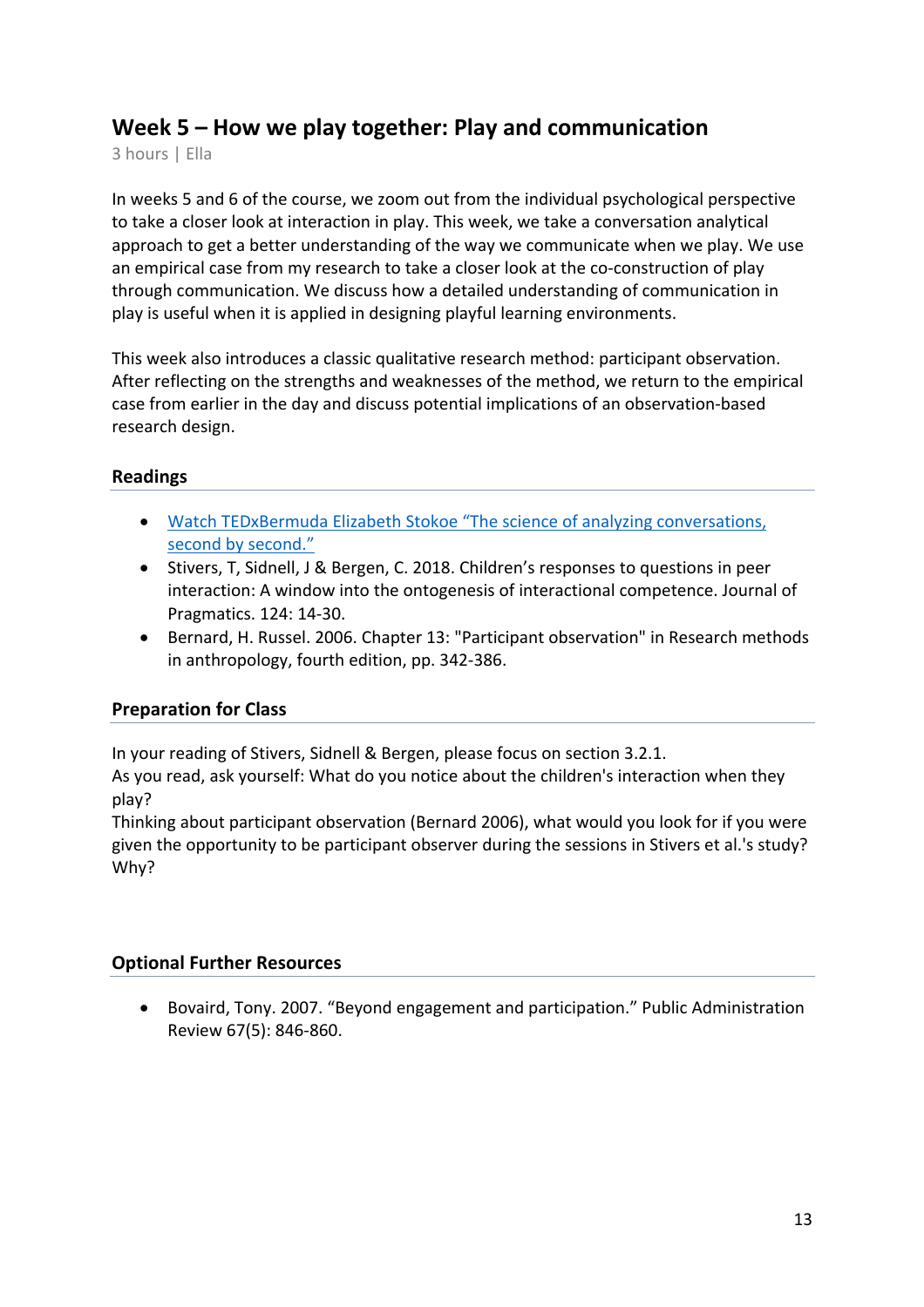## Week 5 – How we play together: Play and communication

3 hours | Ella

In weeks 5 and 6 of the course, we zoom out from the individual psychological perspective to take a closer look at interaction in play. This week, we take a conversation analytical approach to get a better understanding of the way we communicate when we play. We use an empirical case from my research to take a closer look at the co-construction of play through communication. We discuss how a detailed understanding of communication in play is useful when it is applied in designing playful learning environments.

This week also introduces a classic qualitative research method: participant observation. After reflecting on the strengths and weaknesses of the method, we return to the empirical case from earlier in the day and discuss potential implications of an observation-based research design.

### Readings

- Watch TEDxBermuda Elizabeth Stokoe "The science of analyzing conversations, second by second."
- Stivers, T, Sidnell, J & Bergen, C. 2018. Children's responses to questions in peer interaction: A window into the ontogenesis of interactional competence. Journal of Pragmatics. 124: 14-30.
- Bernard, H. Russel. 2006. Chapter 13: "Participant observation" in Research methods in anthropology, fourth edition, pp. 342-386.

### Preparation for Class

In your reading of Stivers, Sidnell & Bergen, please focus on section 3.2.1.
As you read, ask yourself: What do you notice about the children's interaction when they play?
Thinking about participant observation (Bernard 2006), what would you look for if you were given the opportunity to be participant observer during the sessions in Stivers et al.'s study? Why?

### Optional Further Resources

- Bovaird, Tony. 2007. "Beyond engagement and participation." Public Administration Review 67(5): 846-860.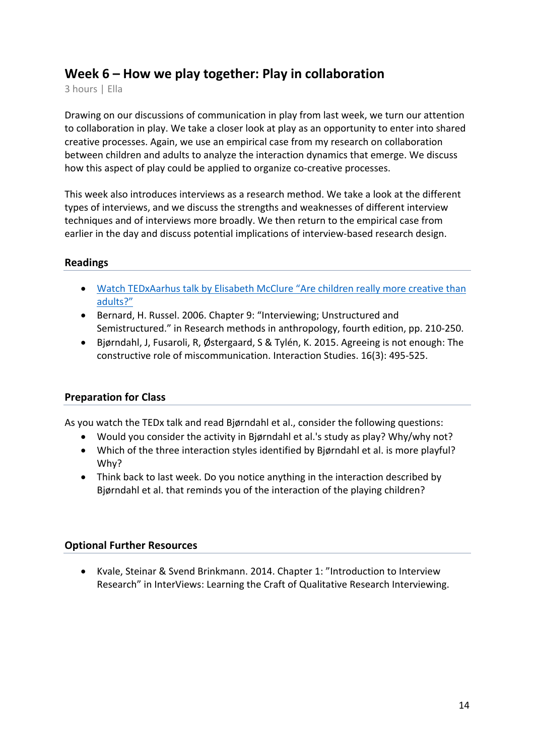## Week 6 – How we play together: Play in collaboration

3 hours | Ella

Drawing on our discussions of communication in play from last week, we turn our attention to collaboration in play. We take a closer look at play as an opportunity to enter into shared creative processes. Again, we use an empirical case from my research on collaboration between children and adults to analyze the interaction dynamics that emerge. We discuss how this aspect of play could be applied to organize co-creative processes.

This week also introduces interviews as a research method. We take a look at the different types of interviews, and we discuss the strengths and weaknesses of different interview techniques and of interviews more broadly. We then return to the empirical case from earlier in the day and discuss potential implications of interview-based research design.

### Readings

- Watch TEDxAarhus talk by Elisabeth McClure "Are children really more creative than adults?"
- Bernard, H. Russel. 2006. Chapter 9: "Interviewing; Unstructured and Semistructured." in Research methods in anthropology, fourth edition, pp. 210-250.
- Bjørndahl, J, Fusaroli, R, Østergaard, S & Tylén, K. 2015. Agreeing is not enough: The constructive role of miscommunication. Interaction Studies. 16(3): 495-525.

### Preparation for Class

As you watch the TEDx talk and read Bjørndahl et al., consider the following questions:

- Would you consider the activity in Bjørndahl et al.'s study as play? Why/why not?
- Which of the three interaction styles identified by Bjørndahl et al. is more playful? Why?
- Think back to last week. Do you notice anything in the interaction described by Bjørndahl et al. that reminds you of the interaction of the playing children?

### Optional Further Resources

- Kvale, Steinar & Svend Brinkmann. 2014. Chapter 1: "Introduction to Interview Research" in InterViews: Learning the Craft of Qualitative Research Interviewing.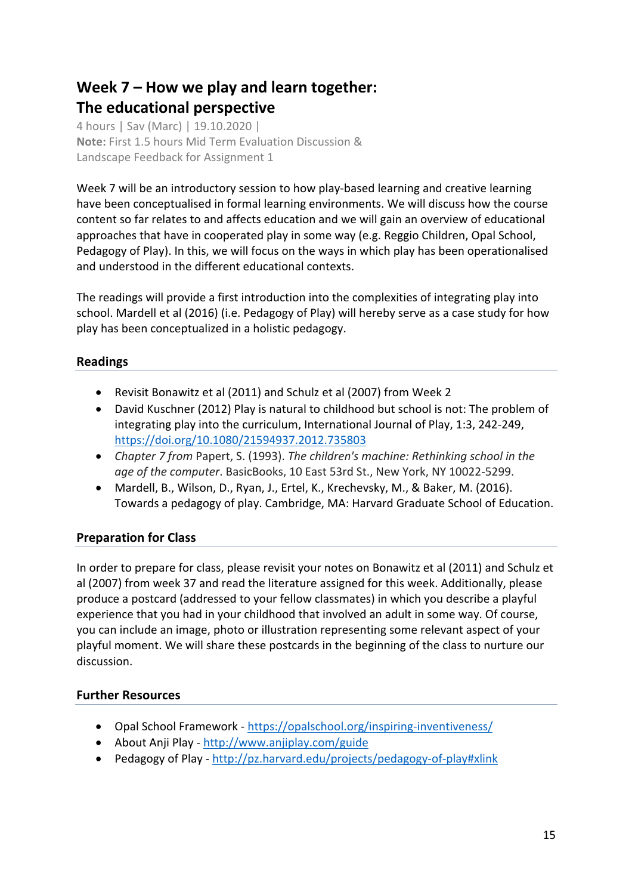## Week 7 – How we play and learn together: The educational perspective

4 hours | Sav (Marc) | 19.10.2020 |
**Note:** First 1.5 hours Mid Term Evaluation Discussion & Landscape Feedback for Assignment 1

Week 7 will be an introductory session to how play-based learning and creative learning have been conceptualised in formal learning environments. We will discuss how the course content so far relates to and affects education and we will gain an overview of educational approaches that have in cooperated play in some way (e.g. Reggio Children, Opal School, Pedagogy of Play). In this, we will focus on the ways in which play has been operationalised and understood in the different educational contexts.

The readings will provide a first introduction into the complexities of integrating play into school. Mardell et al (2016) (i.e. Pedagogy of Play) will hereby serve as a case study for how play has been conceptualized in a holistic pedagogy.

### Readings

- Revisit Bonawitz et al (2011) and Schulz et al (2007) from Week 2
- David Kuschner (2012) Play is natural to childhood but school is not: The problem of integrating play into the curriculum, International Journal of Play, 1:3, 242-249, https://doi.org/10.1080/21594937.2012.735803
- *Chapter 7 from* Papert, S. (1993). *The children's machine: Rethinking school in the age of the computer*. BasicBooks, 10 East 53rd St., New York, NY 10022-5299.
- Mardell, B., Wilson, D., Ryan, J., Ertel, K., Krechevsky, M., & Baker, M. (2016). Towards a pedagogy of play. Cambridge, MA: Harvard Graduate School of Education.

### Preparation for Class

In order to prepare for class, please revisit your notes on Bonawitz et al (2011) and Schulz et al (2007) from week 37 and read the literature assigned for this week. Additionally, please produce a postcard (addressed to your fellow classmates) in which you describe a playful experience that you had in your childhood that involved an adult in some way. Of course, you can include an image, photo or illustration representing some relevant aspect of your playful moment. We will share these postcards in the beginning of the class to nurture our discussion.

### Further Resources

- Opal School Framework - https://opalschool.org/inspiring-inventiveness/
- About Anji Play - http://www.anjiplay.com/guide
- Pedagogy of Play - http://pz.harvard.edu/projects/pedagogy-of-play#xlink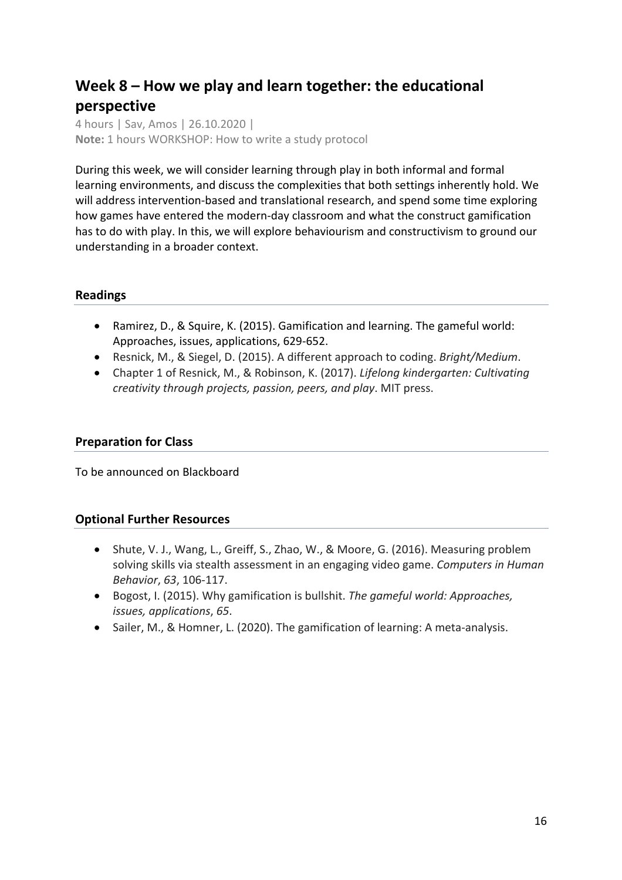## Week 8 – How we play and learn together: the educational perspective

4 hours | Sav, Amos | 26.10.2020 |
**Note:** 1 hours WORKSHOP: How to write a study protocol

During this week, we will consider learning through play in both informal and formal learning environments, and discuss the complexities that both settings inherently hold. We will address intervention-based and translational research, and spend some time exploring how games have entered the modern-day classroom and what the construct gamification has to do with play. In this, we will explore behaviourism and constructivism to ground our understanding in a broader context.

### Readings

- Ramirez, D., & Squire, K. (2015). Gamification and learning. The gameful world: Approaches, issues, applications, 629-652.
- Resnick, M., & Siegel, D. (2015). A different approach to coding. *Bright/Medium*.
- Chapter 1 of Resnick, M., & Robinson, K. (2017). *Lifelong kindergarten: Cultivating creativity through projects, passion, peers, and play*. MIT press.

### Preparation for Class

To be announced on Blackboard

### Optional Further Resources

- Shute, V. J., Wang, L., Greiff, S., Zhao, W., & Moore, G. (2016). Measuring problem solving skills via stealth assessment in an engaging video game. *Computers in Human Behavior*, *63*, 106-117.
- Bogost, I. (2015). Why gamification is bullshit. *The gameful world: Approaches, issues, applications*, *65*.
- Sailer, M., & Homner, L. (2020). The gamification of learning: A meta-analysis.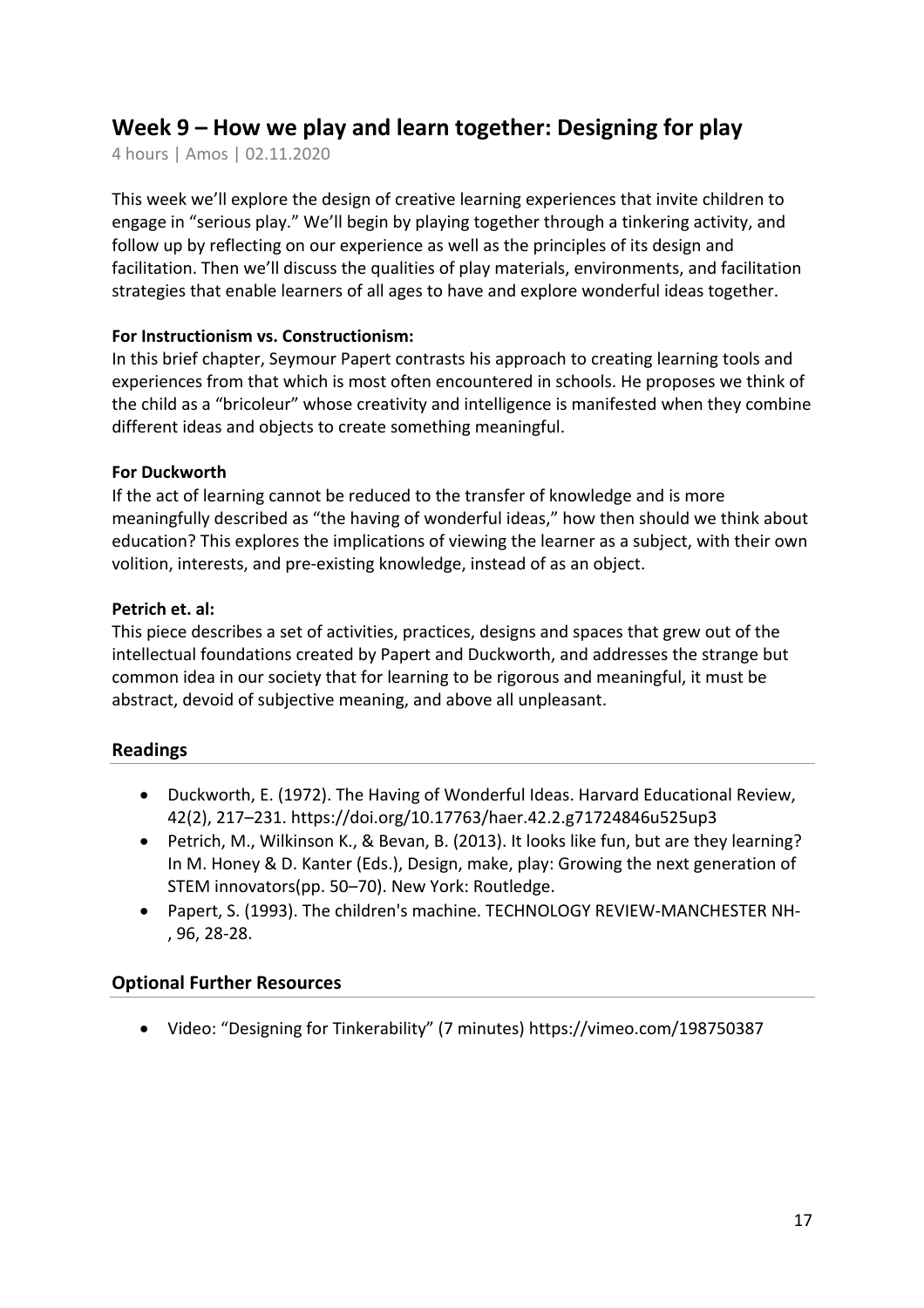## Week 9 – How we play and learn together: Designing for play

4 hours | Amos | 02.11.2020

This week we'll explore the design of creative learning experiences that invite children to engage in "serious play." We'll begin by playing together through a tinkering activity, and follow up by reflecting on our experience as well as the principles of its design and facilitation. Then we'll discuss the qualities of play materials, environments, and facilitation strategies that enable learners of all ages to have and explore wonderful ideas together.

**For Instructionism vs. Constructionism:**
In this brief chapter, Seymour Papert contrasts his approach to creating learning tools and experiences from that which is most often encountered in schools. He proposes we think of the child as a "bricoleur" whose creativity and intelligence is manifested when they combine different ideas and objects to create something meaningful.

**For Duckworth**
If the act of learning cannot be reduced to the transfer of knowledge and is more meaningfully described as "the having of wonderful ideas," how then should we think about education? This explores the implications of viewing the learner as a subject, with their own volition, interests, and pre-existing knowledge, instead of as an object.

**Petrich et. al:**
This piece describes a set of activities, practices, designs and spaces that grew out of the intellectual foundations created by Papert and Duckworth, and addresses the strange but common idea in our society that for learning to be rigorous and meaningful, it must be abstract, devoid of subjective meaning, and above all unpleasant.

### Readings

- Duckworth, E. (1972). The Having of Wonderful Ideas. Harvard Educational Review, 42(2), 217–231. https://doi.org/10.17763/haer.42.2.g71724846u525up3
- Petrich, M., Wilkinson K., & Bevan, B. (2013). It looks like fun, but are they learning? In M. Honey & D. Kanter (Eds.), Design, make, play: Growing the next generation of STEM innovators(pp. 50–70). New York: Routledge.
- Papert, S. (1993). The children's machine. TECHNOLOGY REVIEW-MANCHESTER NH-, 96, 28-28.

### Optional Further Resources

- Video: "Designing for Tinkerability" (7 minutes) https://vimeo.com/198750387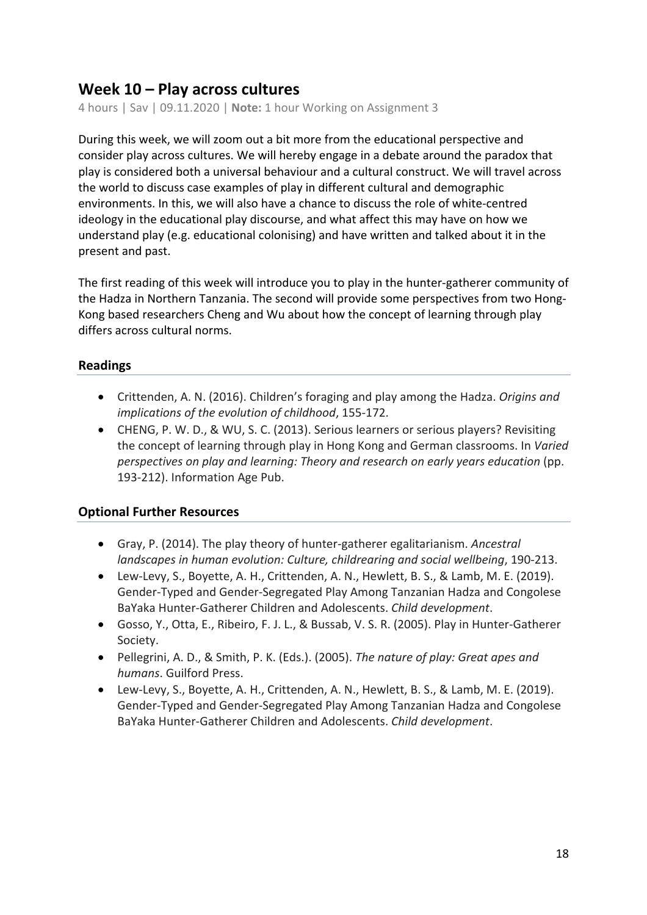## Week 10 – Play across cultures

4 hours | Sav | 09.11.2020 | **Note:** 1 hour Working on Assignment 3

During this week, we will zoom out a bit more from the educational perspective and consider play across cultures. We will hereby engage in a debate around the paradox that play is considered both a universal behaviour and a cultural construct. We will travel across the world to discuss case examples of play in different cultural and demographic environments. In this, we will also have a chance to discuss the role of white-centred ideology in the educational play discourse, and what affect this may have on how we understand play (e.g. educational colonising) and have written and talked about it in the present and past.

The first reading of this week will introduce you to play in the hunter-gatherer community of the Hadza in Northern Tanzania. The second will provide some perspectives from two Hong-Kong based researchers Cheng and Wu about how the concept of learning through play differs across cultural norms.

### Readings

- Crittenden, A. N. (2016). Children's foraging and play among the Hadza. *Origins and implications of the evolution of childhood*, 155-172.
- CHENG, P. W. D., & WU, S. C. (2013). Serious learners or serious players? Revisiting the concept of learning through play in Hong Kong and German classrooms. In *Varied perspectives on play and learning: Theory and research on early years education* (pp. 193-212). Information Age Pub.

### Optional Further Resources

- Gray, P. (2014). The play theory of hunter-gatherer egalitarianism. *Ancestral landscapes in human evolution: Culture, childrearing and social wellbeing*, 190-213.
- Lew-Levy, S., Boyette, A. H., Crittenden, A. N., Hewlett, B. S., & Lamb, M. E. (2019). Gender-Typed and Gender-Segregated Play Among Tanzanian Hadza and Congolese BaYaka Hunter-Gatherer Children and Adolescents. *Child development*.
- Gosso, Y., Otta, E., Ribeiro, F. J. L., & Bussab, V. S. R. (2005). Play in Hunter-Gatherer Society.
- Pellegrini, A. D., & Smith, P. K. (Eds.). (2005). *The nature of play: Great apes and humans*. Guilford Press.
- Lew-Levy, S., Boyette, A. H., Crittenden, A. N., Hewlett, B. S., & Lamb, M. E. (2019). Gender-Typed and Gender-Segregated Play Among Tanzanian Hadza and Congolese BaYaka Hunter-Gatherer Children and Adolescents. *Child development*.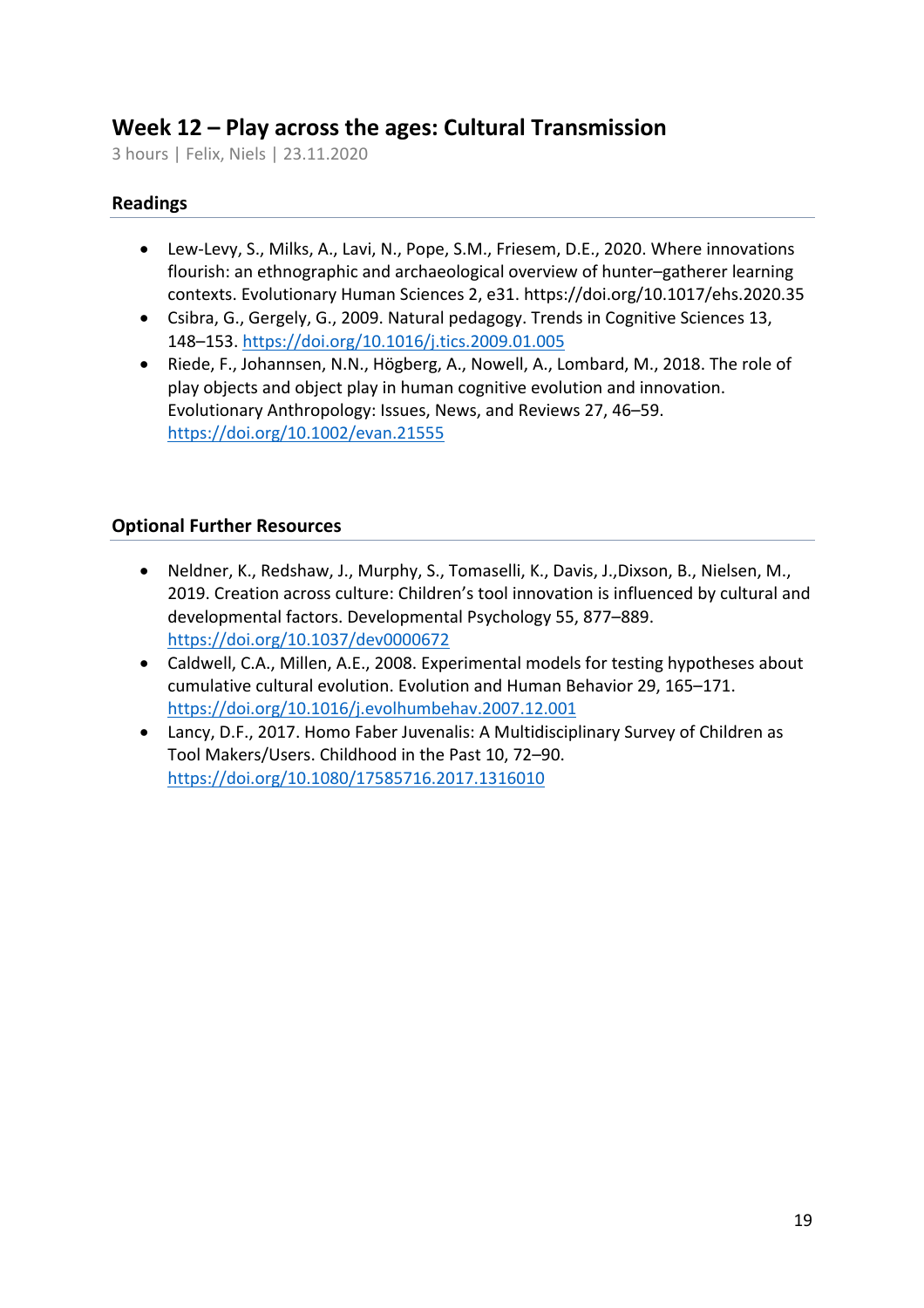## Week 12 – Play across the ages: Cultural Transmission

3 hours | Felix, Niels | 23.11.2020

### Readings

- Lew-Levy, S., Milks, A., Lavi, N., Pope, S.M., Friesem, D.E., 2020. Where innovations flourish: an ethnographic and archaeological overview of hunter–gatherer learning contexts. Evolutionary Human Sciences 2, e31. https://doi.org/10.1017/ehs.2020.35
- Csibra, G., Gergely, G., 2009. Natural pedagogy. Trends in Cognitive Sciences 13, 148–153. https://doi.org/10.1016/j.tics.2009.01.005
- Riede, F., Johannsen, N.N., Högberg, A., Nowell, A., Lombard, M., 2018. The role of play objects and object play in human cognitive evolution and innovation. Evolutionary Anthropology: Issues, News, and Reviews 27, 46–59. https://doi.org/10.1002/evan.21555

### Optional Further Resources

- Neldner, K., Redshaw, J., Murphy, S., Tomaselli, K., Davis, J.,Dixson, B., Nielsen, M., 2019. Creation across culture: Children's tool innovation is influenced by cultural and developmental factors. Developmental Psychology 55, 877–889. https://doi.org/10.1037/dev0000672
- Caldwell, C.A., Millen, A.E., 2008. Experimental models for testing hypotheses about cumulative cultural evolution. Evolution and Human Behavior 29, 165–171. https://doi.org/10.1016/j.evolhumbehav.2007.12.001
- Lancy, D.F., 2017. Homo Faber Juvenalis: A Multidisciplinary Survey of Children as Tool Makers/Users. Childhood in the Past 10, 72–90. https://doi.org/10.1080/17585716.2017.1316010